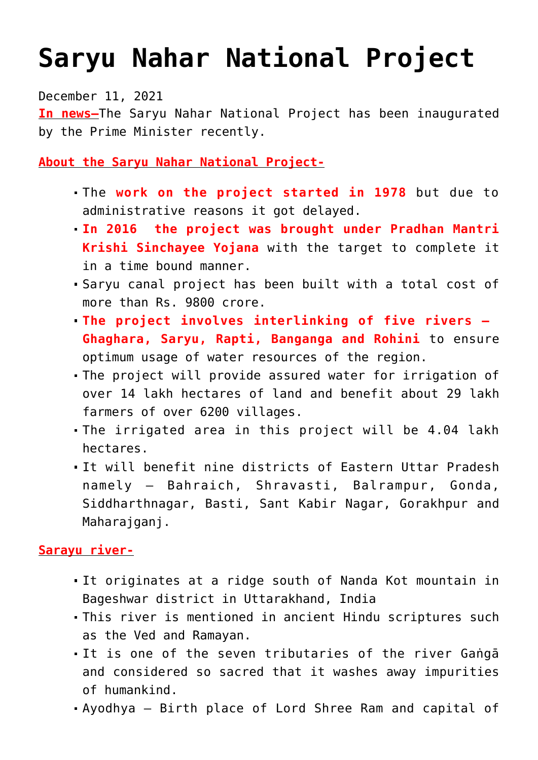# Saryu Nahar National Project

December 11, 2021

**In news–**The Saryu Nahar National Project has been inaugurated by the Prime Minister recently.

**About the Saryu Nahar National Project-**

- The **work on the project started in 1978** but due to administrative reasons it got delayed.
- **In 2016 the project was brought under Pradhan Mantri Krishi Sinchayee Yojana** with the target to complete it in a time bound manner.
- Saryu canal project has been built with a total cost of more than Rs. 9800 crore.
- **The project involves interlinking of five rivers – Ghaghara, Saryu, Rapti, Banganga and Rohini** to ensure optimum usage of water resources of the region.
- The project will provide assured water for irrigation of over 14 lakh hectares of land and benefit about 29 lakh farmers of over 6200 villages.
- The irrigated area in this project will be 4.04 lakh hectares.
- It will benefit nine districts of Eastern Uttar Pradesh namely – Bahraich, Shravasti, Balrampur, Gonda, Siddharthnagar, Basti, Sant Kabir Nagar, Gorakhpur and Maharajganj.

**Sarayu river-**

- It originates at a ridge south of Nanda Kot mountain in Bageshwar district in Uttarakhand, India
- This river is mentioned in ancient Hindu scriptures such as the Ved and Ramayan.
- It is one of the seven tributaries of the river Gaṅgā and considered so sacred that it washes away impurities of humankind.
- Ayodhya – Birth place of Lord Shree Ram and capital of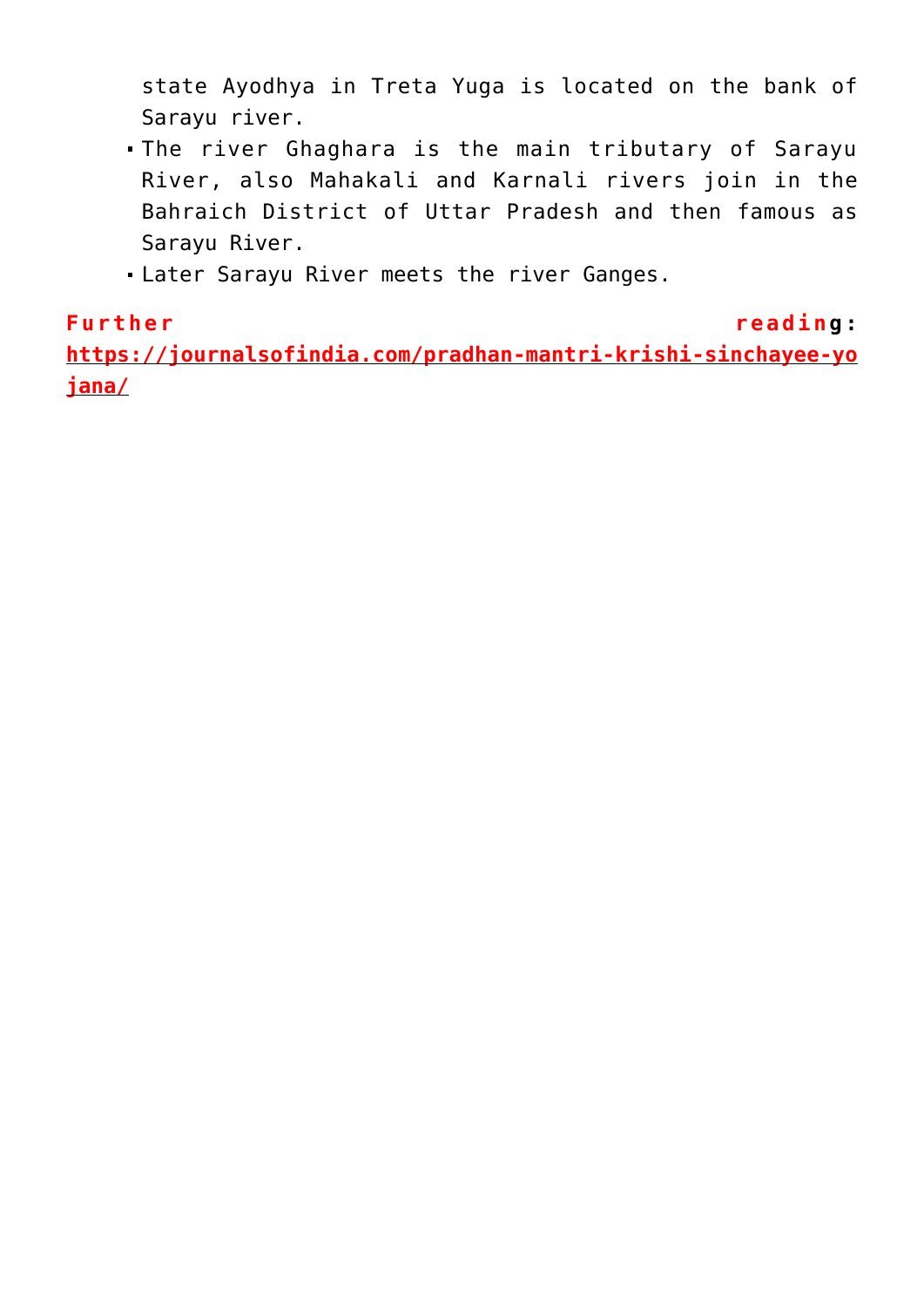state Ayodhya in Treta Yuga is located on the bank of Sarayu river.

- The river Ghaghara is the main tributary of Sarayu River, also Mahakali and Karnali rivers join in the Bahraich District of Uttar Pradesh and then famous as Sarayu River.
- Later Sarayu River meets the river Ganges.

**Further reading:** https://journalsofindia.com/pradhan-mantri-krishi-sinchayee-yojana/